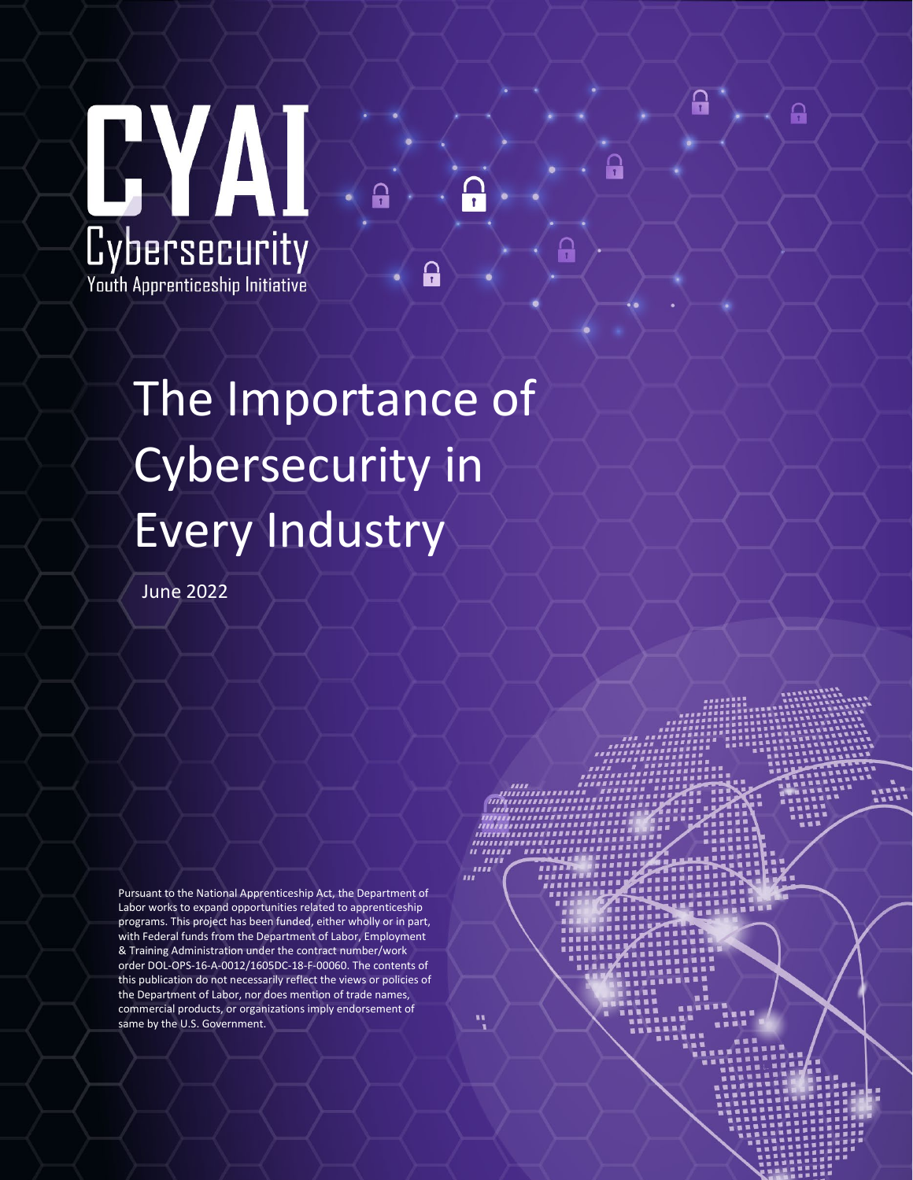CYAI

Cybersecurity

Youth Apprenticeship Initiative

# The Importance of Cybersecurity in Every Industry

June 2022

Pursuant to the National Apprenticeship Act, the Department of Labor works to expand opportunities related to apprenticeship programs. This project has been funded, either wholly or in part, with Federal funds from the Department of Labor, Employment & Training Administration under the contract number/work order DOL-OPS-16-A-0012/1605DC-18-F-00060. The contents of this publication do not necessarily reflect the views or policies of the Department of Labor, nor does mention of trade names, commercial products, or organizations imply endorsement of same by the U.S. Government.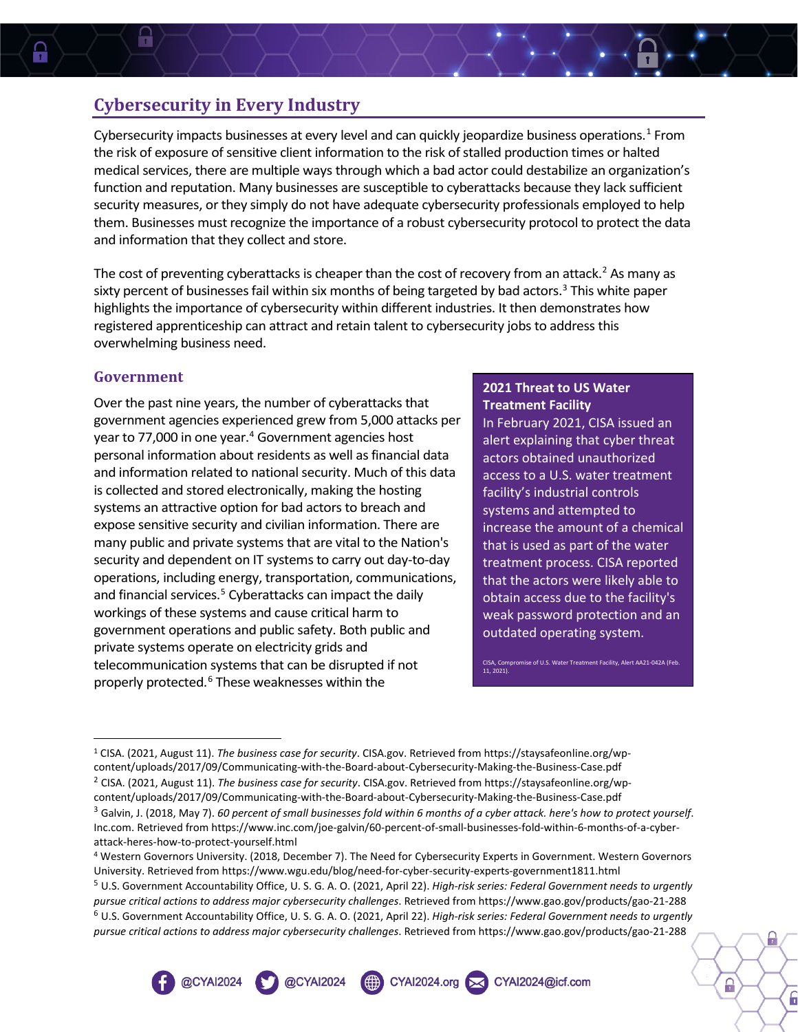## Cybersecurity in Every Industry

Cybersecurity impacts businesses at every level and can quickly jeopardize business operations.[1] From the risk of exposure of sensitive client information to the risk of stalled production times or halted medical services, there are multiple ways through which a bad actor could destabilize an organization's function and reputation. Many businesses are susceptible to cyberattacks because they lack sufficient security measures, or they simply do not have adequate cybersecurity professionals employed to help them. Businesses must recognize the importance of a robust cybersecurity protocol to protect the data and information that they collect and store.

The cost of preventing cyberattacks is cheaper than the cost of recovery from an attack.[2] As many as sixty percent of businesses fail within six months of being targeted by bad actors.[3] This white paper highlights the importance of cybersecurity within different industries. It then demonstrates how registered apprenticeship can attract and retain talent to cybersecurity jobs to address this overwhelming business need.

### Government

Over the past nine years, the number of cyberattacks that government agencies experienced grew from 5,000 attacks per year to 77,000 in one year.[4] Government agencies host personal information about residents as well as financial data and information related to national security. Much of this data is collected and stored electronically, making the hosting systems an attractive option for bad actors to breach and expose sensitive security and civilian information. There are many public and private systems that are vital to the Nation's security and dependent on IT systems to carry out day-to-day operations, including energy, transportation, communications, and financial services.[5] Cyberattacks can impact the daily workings of these systems and cause critical harm to government operations and public safety. Both public and private systems operate on electricity grids and telecommunication systems that can be disrupted if not properly protected.[6] These weaknesses within the

**2021 Threat to US Water Treatment Facility**

In February 2021, CISA issued an alert explaining that cyber threat actors obtained unauthorized access to a U.S. water treatment facility's industrial controls systems and attempted to increase the amount of a chemical that is used as part of the water treatment process. CISA reported that the actors were likely able to obtain access due to the facility's weak password protection and an outdated operating system.

CISA, Compromise of U.S. Water Treatment Facility, Alert AA21-042A (Feb. 11, 2021).

---

[1] CISA. (2021, August 11). *The business case for security*. CISA.gov. Retrieved from https://staysafeonline.org/wp-content/uploads/2017/09/Communicating-with-the-Board-about-Cybersecurity-Making-the-Business-Case.pdf

[2] CISA. (2021, August 11). *The business case for security*. CISA.gov. Retrieved from https://staysafeonline.org/wp-content/uploads/2017/09/Communicating-with-the-Board-about-Cybersecurity-Making-the-Business-Case.pdf

[3] Galvin, J. (2018, May 7). *60 percent of small businesses fold within 6 months of a cyber attack. here's how to protect yourself*. Inc.com. Retrieved from https://www.inc.com/joe-galvin/60-percent-of-small-businesses-fold-within-6-months-of-a-cyber-attack-heres-how-to-protect-yourself.html

[4] Western Governors University. (2018, December 7). The Need for Cybersecurity Experts in Government. Western Governors University. Retrieved from https://www.wgu.edu/blog/need-for-cyber-security-experts-government1811.html

[5] U.S. Government Accountability Office, U. S. G. A. O. (2021, April 22). *High-risk series: Federal Government needs to urgently pursue critical actions to address major cybersecurity challenges*. Retrieved from https://www.gao.gov/products/gao-21-288

[6] U.S. Government Accountability Office, U. S. G. A. O. (2021, April 22). *High-risk series: Federal Government needs to urgently pursue critical actions to address major cybersecurity challenges*. Retrieved from https://www.gao.gov/products/gao-21-288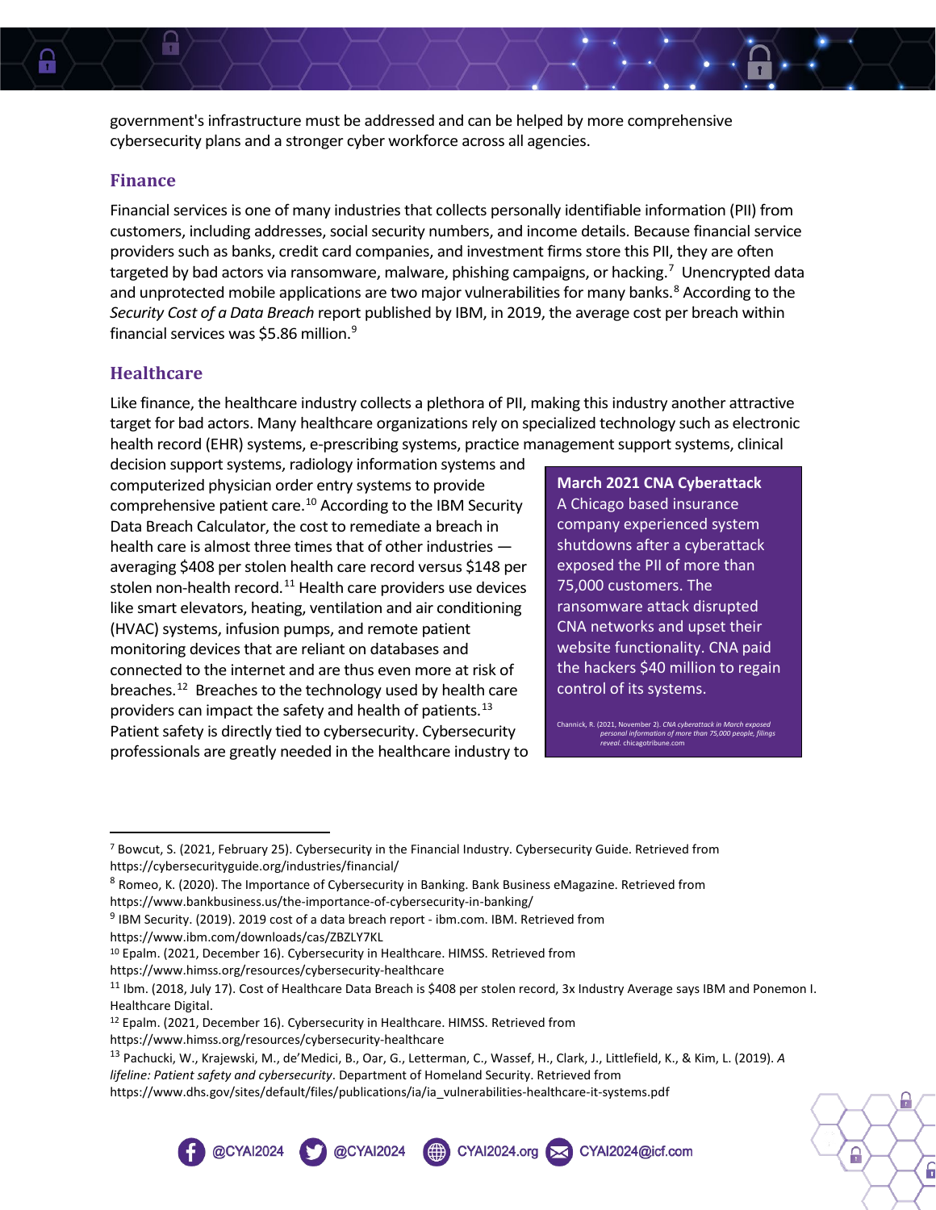government's infrastructure must be addressed and can be helped by more comprehensive cybersecurity plans and a stronger cyber workforce across all agencies.

## Finance

Financial services is one of many industries that collects personally identifiable information (PII) from customers, including addresses, social security numbers, and income details. Because financial service providers such as banks, credit card companies, and investment firms store this PII, they are often targeted by bad actors via ransomware, malware, phishing campaigns, or hacking.[7] Unencrypted data and unprotected mobile applications are two major vulnerabilities for many banks.[8] According to the *Security Cost of a Data Breach* report published by IBM, in 2019, the average cost per breach within financial services was $5.86 million.[9]

## Healthcare

Like finance, the healthcare industry collects a plethora of PII, making this industry another attractive target for bad actors. Many healthcare organizations rely on specialized technology such as electronic health record (EHR) systems, e-prescribing systems, practice management support systems, clinical decision support systems, radiology information systems and computerized physician order entry systems to provide comprehensive patient care.[10] According to the IBM Security Data Breach Calculator, the cost to remediate a breach in health care is almost three times that of other industries — averaging $408 per stolen health care record versus $148 per stolen non-health record.[11] Health care providers use devices like smart elevators, heating, ventilation and air conditioning (HVAC) systems, infusion pumps, and remote patient monitoring devices that are reliant on databases and connected to the internet and are thus even more at risk of breaches.[12] Breaches to the technology used by health care providers can impact the safety and health of patients.[13] Patient safety is directly tied to cybersecurity. Cybersecurity professionals are greatly needed in the healthcare industry to

> **March 2021 CNA Cyberattack**
> A Chicago based insurance company experienced system shutdowns after a cyberattack exposed the PII of more than 75,000 customers. The ransomware attack disrupted CNA networks and upset their website functionality. CNA paid the hackers $40 million to regain control of its systems.
>
> Channick, R. (2021, November 2). *CNA cyberattack in March exposed personal information of more than 75,000 people, filings reveal.* chicagotribune.com

---

[7] Bowcut, S. (2021, February 25). Cybersecurity in the Financial Industry. Cybersecurity Guide. Retrieved from https://cybersecurityguide.org/industries/financial/

[8] Romeo, K. (2020). The Importance of Cybersecurity in Banking. Bank Business eMagazine. Retrieved from https://www.bankbusiness.us/the-importance-of-cybersecurity-in-banking/

[9] IBM Security. (2019). 2019 cost of a data breach report - ibm.com. IBM. Retrieved from https://www.ibm.com/downloads/cas/ZBZLY7KL

[10] Epalm. (2021, December 16). Cybersecurity in Healthcare. HIMSS. Retrieved from https://www.himss.org/resources/cybersecurity-healthcare

[11] Ibm. (2018, July 17). Cost of Healthcare Data Breach is $408 per stolen record, 3x Industry Average says IBM and Ponemon I. Healthcare Digital.

[12] Epalm. (2021, December 16). Cybersecurity in Healthcare. HIMSS. Retrieved from https://www.himss.org/resources/cybersecurity-healthcare

[13] Pachucki, W., Krajewski, M., de'Medici, B., Oar, G., Letterman, C., Wassef, H., Clark, J., Littlefield, K., & Kim, L. (2019). *A lifeline: Patient safety and cybersecurity*. Department of Homeland Security. Retrieved from https://www.dhs.gov/sites/default/files/publications/ia/ia_vulnerabilities-healthcare-it-systems.pdf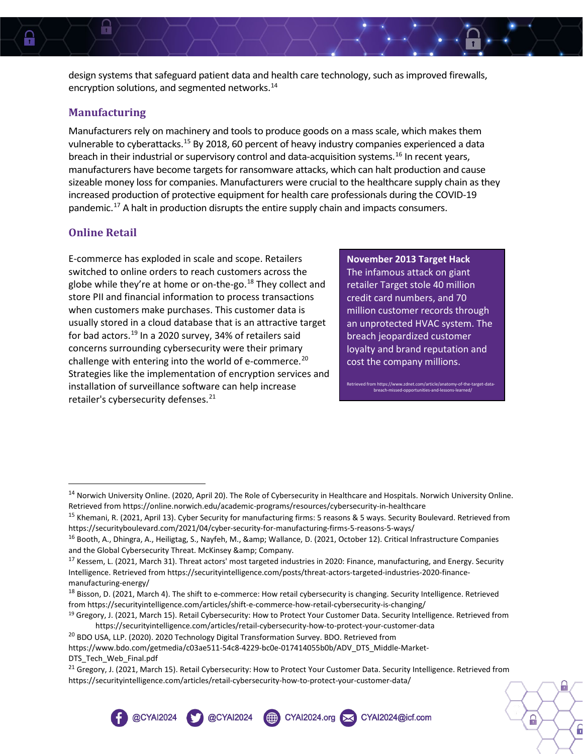design systems that safeguard patient data and health care technology, such as improved firewalls, encryption solutions, and segmented networks.[14]

## Manufacturing

Manufacturers rely on machinery and tools to produce goods on a mass scale, which makes them vulnerable to cyberattacks.[15] By 2018, 60 percent of heavy industry companies experienced a data breach in their industrial or supervisory control and data-acquisition systems.[16] In recent years, manufacturers have become targets for ransomware attacks, which can halt production and cause sizeable money loss for companies. Manufacturers were crucial to the healthcare supply chain as they increased production of protective equipment for health care professionals during the COVID-19 pandemic.[17] A halt in production disrupts the entire supply chain and impacts consumers.

## Online Retail

E-commerce has exploded in scale and scope. Retailers switched to online orders to reach customers across the globe while they're at home or on-the-go.[18] They collect and store PII and financial information to process transactions when customers make purchases. This customer data is usually stored in a cloud database that is an attractive target for bad actors.[19] In a 2020 survey, 34% of retailers said concerns surrounding cybersecurity were their primary challenge with entering into the world of e-commerce.[20] Strategies like the implementation of encryption services and installation of surveillance software can help increase retailer's cybersecurity defenses.[21]

**November 2013 Target Hack**

The infamous attack on giant retailer Target stole 40 million credit card numbers, and 70 million customer records through an unprotected HVAC system. The breach jeopardized customer loyalty and brand reputation and cost the company millions.

Retrieved from https://www.zdnet.com/article/anatomy-of-the-target-data-breach-missed-opportunities-and-lessons-learned/

---

[14] Norwich University Online. (2020, April 20). The Role of Cybersecurity in Healthcare and Hospitals. Norwich University Online. Retrieved from https://online.norwich.edu/academic-programs/resources/cybersecurity-in-healthcare

[15] Khemani, R. (2021, April 13). Cyber Security for manufacturing firms: 5 reasons & 5 ways. Security Boulevard. Retrieved from https://securityboulevard.com/2021/04/cyber-security-for-manufacturing-firms-5-reasons-5-ways/

[16] Booth, A., Dhingra, A., Heiligtag, S., Nayfeh, M., &amp; Wallance, D. (2021, October 12). Critical Infrastructure Companies and the Global Cybersecurity Threat. McKinsey &amp; Company.

[17] Kessem, L. (2021, March 31). Threat actors' most targeted industries in 2020: Finance, manufacturing, and Energy. Security Intelligence. Retrieved from https://securityintelligence.com/posts/threat-actors-targeted-industries-2020-finance-manufacturing-energy/

[18] Bisson, D. (2021, March 4). The shift to e-commerce: How retail cybersecurity is changing. Security Intelligence. Retrieved from https://securityintelligence.com/articles/shift-e-commerce-how-retail-cybersecurity-is-changing/

[19] Gregory, J. (2021, March 15). Retail Cybersecurity: How to Protect Your Customer Data. Security Intelligence. Retrieved from https://securityintelligence.com/articles/retail-cybersecurity-how-to-protect-your-customer-data

[20] BDO USA, LLP. (2020). 2020 Technology Digital Transformation Survey. BDO. Retrieved from https://www.bdo.com/getmedia/c03ae511-54c8-4229-bc0e-017414055b0b/ADV_DTS_Middle-Market-DTS_Tech_Web_Final.pdf

[21] Gregory, J. (2021, March 15). Retail Cybersecurity: How to Protect Your Customer Data. Security Intelligence. Retrieved from https://securityintelligence.com/articles/retail-cybersecurity-how-to-protect-your-customer-data/

@CYAI2024 @CYAI2024 CYAI2024.org CYAI2024@icf.com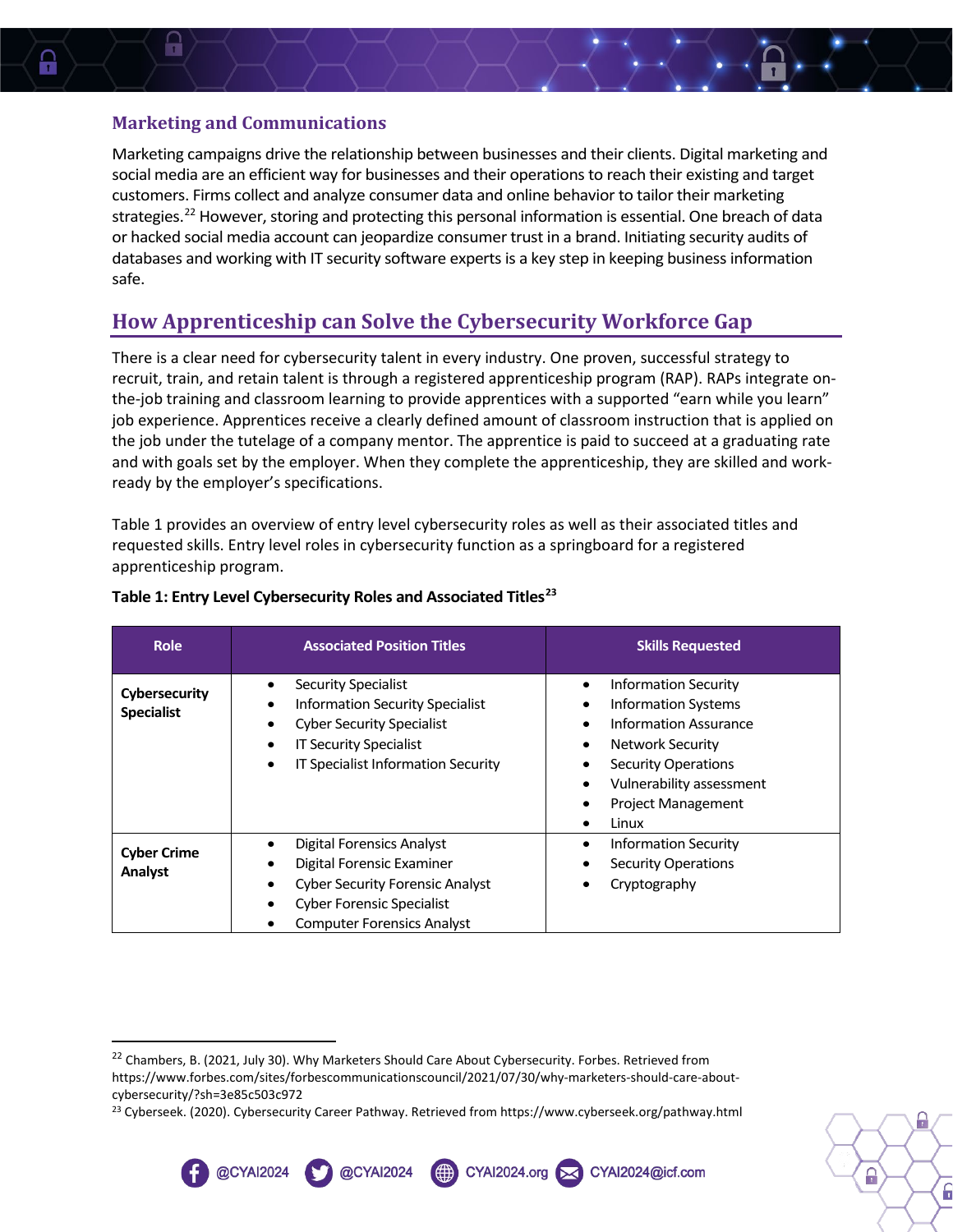### Marketing and Communications

Marketing campaigns drive the relationship between businesses and their clients. Digital marketing and social media are an efficient way for businesses and their operations to reach their existing and target customers. Firms collect and analyze consumer data and online behavior to tailor their marketing strategies.[22] However, storing and protecting this personal information is essential. One breach of data or hacked social media account can jeopardize consumer trust in a brand. Initiating security audits of databases and working with IT security software experts is a key step in keeping business information safe.

## How Apprenticeship can Solve the Cybersecurity Workforce Gap

There is a clear need for cybersecurity talent in every industry. One proven, successful strategy to recruit, train, and retain talent is through a registered apprenticeship program (RAP). RAPs integrate on-the-job training and classroom learning to provide apprentices with a supported "earn while you learn" job experience. Apprentices receive a clearly defined amount of classroom instruction that is applied on the job under the tutelage of a company mentor. The apprentice is paid to succeed at a graduating rate and with goals set by the employer. When they complete the apprenticeship, they are skilled and work-ready by the employer's specifications.

Table 1 provides an overview of entry level cybersecurity roles as well as their associated titles and requested skills. Entry level roles in cybersecurity function as a springboard for a registered apprenticeship program.

**Table 1: Entry Level Cybersecurity Roles and Associated Titles[23]**

| Role | Associated Position Titles | Skills Requested |
|---|---|---|
| **Cybersecurity Specialist** | • Security Specialist<br>• Information Security Specialist<br>• Cyber Security Specialist<br>• IT Security Specialist<br>• IT Specialist Information Security | • Information Security<br>• Information Systems<br>• Information Assurance<br>• Network Security<br>• Security Operations<br>• Vulnerability assessment<br>• Project Management<br>• Linux |
| **Cyber Crime Analyst** | • Digital Forensics Analyst<br>• Digital Forensic Examiner<br>• Cyber Security Forensic Analyst<br>• Cyber Forensic Specialist<br>• Computer Forensics Analyst | • Information Security<br>• Security Operations<br>• Cryptography |

---

[22] Chambers, B. (2021, July 30). Why Marketers Should Care About Cybersecurity. Forbes. Retrieved from https://www.forbes.com/sites/forbescommunicationscouncil/2021/07/30/why-marketers-should-care-about-cybersecurity/?sh=3e85c503c972

[23] Cyberseek. (2020). Cybersecurity Career Pathway. Retrieved from https://www.cyberseek.org/pathway.html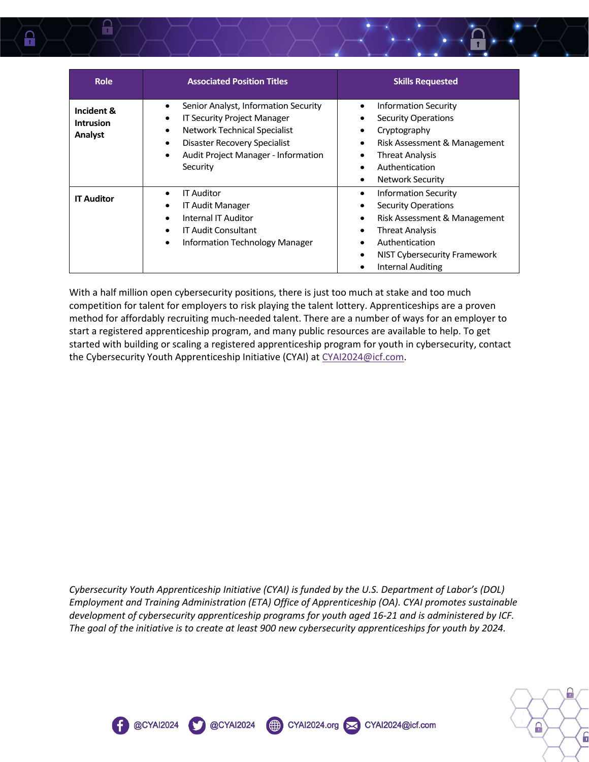| Role | Associated Position Titles | Skills Requested |
|---|---|---|
| **Incident & Intrusion Analyst** | • Senior Analyst, Information Security<br>• IT Security Project Manager<br>• Network Technical Specialist<br>• Disaster Recovery Specialist<br>• Audit Project Manager - Information Security | • Information Security<br>• Security Operations<br>• Cryptography<br>• Risk Assessment & Management<br>• Threat Analysis<br>• Authentication<br>• Network Security |
| **IT Auditor** | • IT Auditor<br>• IT Audit Manager<br>• Internal IT Auditor<br>• IT Audit Consultant<br>• Information Technology Manager | • Information Security<br>• Security Operations<br>• Risk Assessment & Management<br>• Threat Analysis<br>• Authentication<br>• NIST Cybersecurity Framework<br>• Internal Auditing |

With a half million open cybersecurity positions, there is just too much at stake and too much competition for talent for employers to risk playing the talent lottery. Apprenticeships are a proven method for affordably recruiting much-needed talent. There are a number of ways for an employer to start a registered apprenticeship program, and many public resources are available to help. To get started with building or scaling a registered apprenticeship program for youth in cybersecurity, contact the Cybersecurity Youth Apprenticeship Initiative (CYAI) at CYAI2024@icf.com.

*Cybersecurity Youth Apprenticeship Initiative (CYAI) is funded by the U.S. Department of Labor's (DOL) Employment and Training Administration (ETA) Office of Apprenticeship (OA). CYAI promotes sustainable development of cybersecurity apprenticeship programs for youth aged 16-21 and is administered by ICF. The goal of the initiative is to create at least 900 new cybersecurity apprenticeships for youth by 2024.*

@CYAI2024 @CYAI2024 CYAI2024.org CYAI2024@icf.com